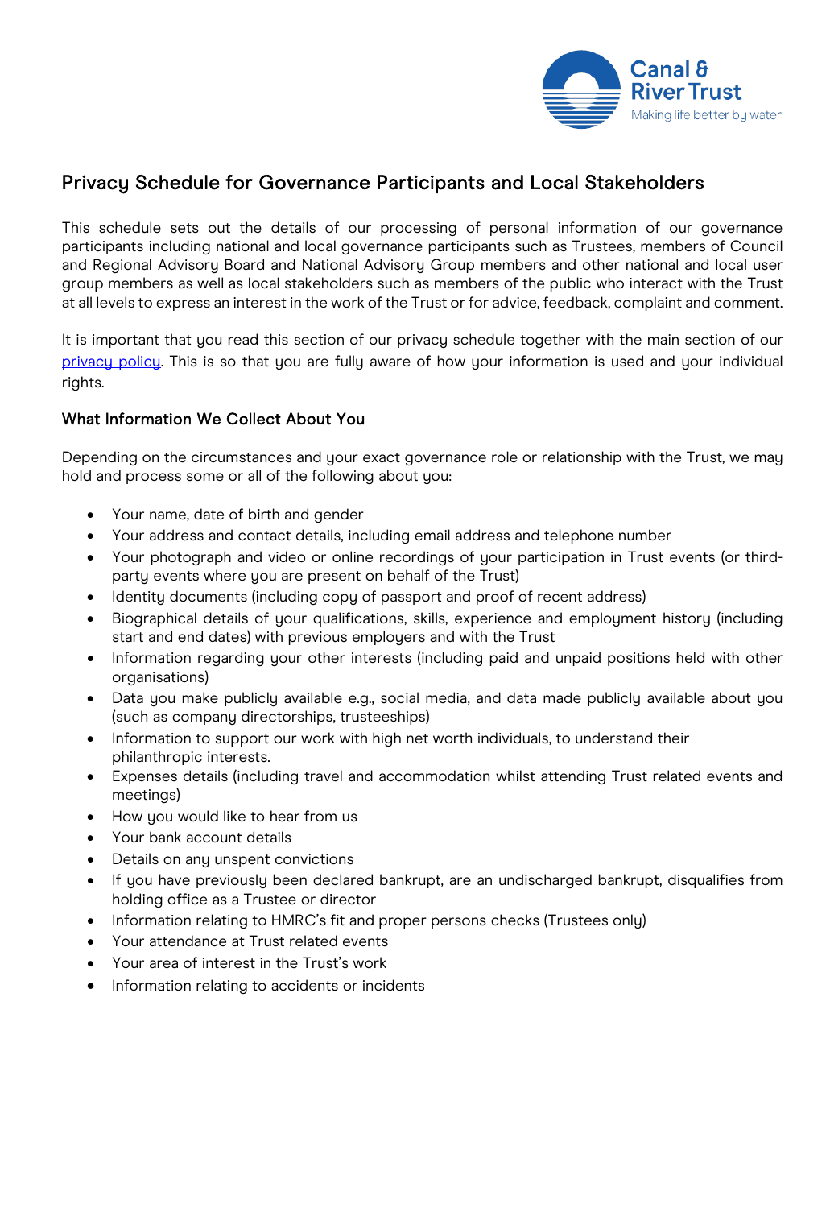# Privacy Schedule for Governance Participants and Local Stakeholders

This schedule sets out the details of our processing of personal information of our governance participants including national and local governance participants such as Trustees, members of Council and Regional Advisory Board and National Advisory Group members and other national and local user group members as well as local stakeholders such as members of the public who interact with the Trust at all levels to express an interest in the work of the Trust or for advice, feedback, complaint and comment.

It is important that you read this section of our privacy schedule together with the main section of our privacy policy. This is so that you are fully aware of how your information is used and your individual rights.

## What Information We Collect About You

Depending on the circumstances and your exact governance role or relationship with the Trust, we may hold and process some or all of the following about you:

- Your name, date of birth and gender
- Your address and contact details, including email address and telephone number
- Your photograph and video or online recordings of your participation in Trust events (or third-party events where you are present on behalf of the Trust)
- Identity documents (including copy of passport and proof of recent address)
- Biographical details of your qualifications, skills, experience and employment history (including start and end dates) with previous employers and with the Trust
- Information regarding your other interests (including paid and unpaid positions held with other organisations)
- Data you make publicly available e.g., social media, and data made publicly available about you (such as company directorships, trusteeships)
- Information to support our work with high net worth individuals, to understand their philanthropic interests.
- Expenses details (including travel and accommodation whilst attending Trust related events and meetings)
- How you would like to hear from us
- Your bank account details
- Details on any unspent convictions
- If you have previously been declared bankrupt, are an undischarged bankrupt, disqualifies from holding office as a Trustee or director
- Information relating to HMRC's fit and proper persons checks (Trustees only)
- Your attendance at Trust related events
- Your area of interest in the Trust's work
- Information relating to accidents or incidents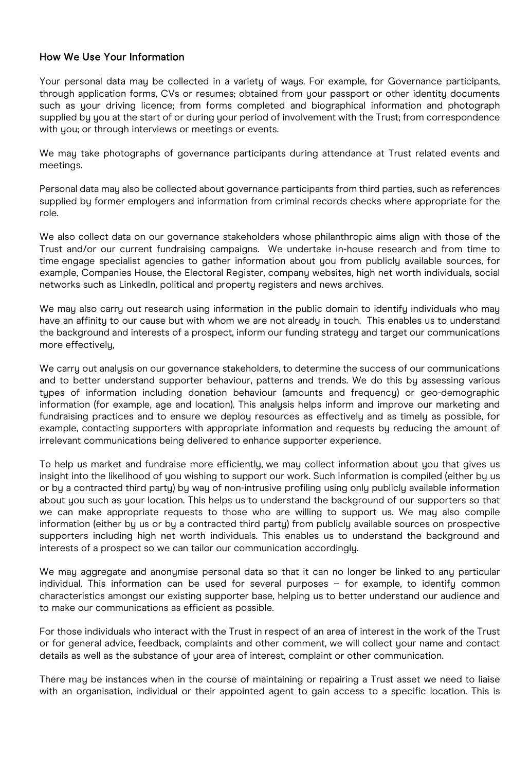## How We Use Your Information

Your personal data may be collected in a variety of ways. For example, for Governance participants, through application forms, CVs or resumes; obtained from your passport or other identity documents such as your driving licence; from forms completed and biographical information and photograph supplied by you at the start of or during your period of involvement with the Trust; from correspondence with you; or through interviews or meetings or events.

We may take photographs of governance participants during attendance at Trust related events and meetings.

Personal data may also be collected about governance participants from third parties, such as references supplied by former employers and information from criminal records checks where appropriate for the role.

We also collect data on our governance stakeholders whose philanthropic aims align with those of the Trust and/or our current fundraising campaigns. We undertake in-house research and from time to time engage specialist agencies to gather information about you from publicly available sources, for example, Companies House, the Electoral Register, company websites, high net worth individuals, social networks such as LinkedIn, political and property registers and news archives.

We may also carry out research using information in the public domain to identify individuals who may have an affinity to our cause but with whom we are not already in touch. This enables us to understand the background and interests of a prospect, inform our funding strategy and target our communications more effectively,

We carry out analysis on our governance stakeholders, to determine the success of our communications and to better understand supporter behaviour, patterns and trends. We do this by assessing various types of information including donation behaviour (amounts and frequency) or geo-demographic information (for example, age and location). This analysis helps inform and improve our marketing and fundraising practices and to ensure we deploy resources as effectively and as timely as possible, for example, contacting supporters with appropriate information and requests by reducing the amount of irrelevant communications being delivered to enhance supporter experience.

To help us market and fundraise more efficiently, we may collect information about you that gives us insight into the likelihood of you wishing to support our work. Such information is compiled (either by us or by a contracted third party) by way of non-intrusive profiling using only publicly available information about you such as your location. This helps us to understand the background of our supporters so that we can make appropriate requests to those who are willing to support us. We may also compile information (either by us or by a contracted third party) from publicly available sources on prospective supporters including high net worth individuals. This enables us to understand the background and interests of a prospect so we can tailor our communication accordingly.

We may aggregate and anonymise personal data so that it can no longer be linked to any particular individual. This information can be used for several purposes – for example, to identify common characteristics amongst our existing supporter base, helping us to better understand our audience and to make our communications as efficient as possible.

For those individuals who interact with the Trust in respect of an area of interest in the work of the Trust or for general advice, feedback, complaints and other comment, we will collect your name and contact details as well as the substance of your area of interest, complaint or other communication.

There may be instances when in the course of maintaining or repairing a Trust asset we need to liaise with an organisation, individual or their appointed agent to gain access to a specific location. This is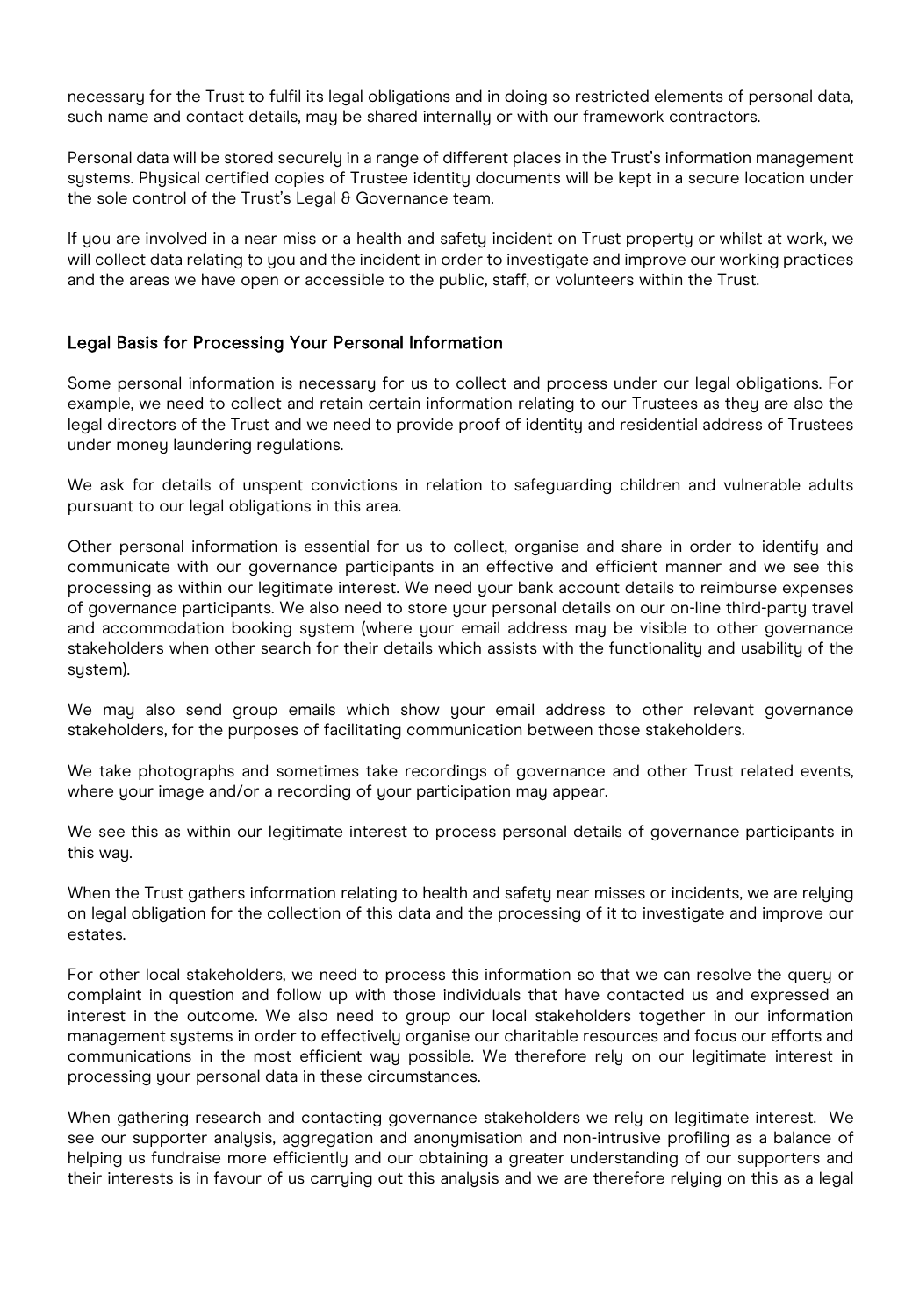necessary for the Trust to fulfil its legal obligations and in doing so restricted elements of personal data, such name and contact details, may be shared internally or with our framework contractors.

Personal data will be stored securely in a range of different places in the Trust's information management systems. Physical certified copies of Trustee identity documents will be kept in a secure location under the sole control of the Trust's Legal & Governance team.

If you are involved in a near miss or a health and safety incident on Trust property or whilst at work, we will collect data relating to you and the incident in order to investigate and improve our working practices and the areas we have open or accessible to the public, staff, or volunteers within the Trust.

## Legal Basis for Processing Your Personal Information

Some personal information is necessary for us to collect and process under our legal obligations. For example, we need to collect and retain certain information relating to our Trustees as they are also the legal directors of the Trust and we need to provide proof of identity and residential address of Trustees under money laundering regulations.

We ask for details of unspent convictions in relation to safeguarding children and vulnerable adults pursuant to our legal obligations in this area.

Other personal information is essential for us to collect, organise and share in order to identify and communicate with our governance participants in an effective and efficient manner and we see this processing as within our legitimate interest. We need your bank account details to reimburse expenses of governance participants. We also need to store your personal details on our on-line third-party travel and accommodation booking system (where your email address may be visible to other governance stakeholders when other search for their details which assists with the functionality and usability of the system).

We may also send group emails which show your email address to other relevant governance stakeholders, for the purposes of facilitating communication between those stakeholders.

We take photographs and sometimes take recordings of governance and other Trust related events, where your image and/or a recording of your participation may appear.

We see this as within our legitimate interest to process personal details of governance participants in this way.

When the Trust gathers information relating to health and safety near misses or incidents, we are relying on legal obligation for the collection of this data and the processing of it to investigate and improve our estates.

For other local stakeholders, we need to process this information so that we can resolve the query or complaint in question and follow up with those individuals that have contacted us and expressed an interest in the outcome. We also need to group our local stakeholders together in our information management systems in order to effectively organise our charitable resources and focus our efforts and communications in the most efficient way possible. We therefore rely on our legitimate interest in processing your personal data in these circumstances.

When gathering research and contacting governance stakeholders we rely on legitimate interest. We see our supporter analysis, aggregation and anonymisation and non-intrusive profiling as a balance of helping us fundraise more efficiently and our obtaining a greater understanding of our supporters and their interests is in favour of us carrying out this analysis and we are therefore relying on this as a legal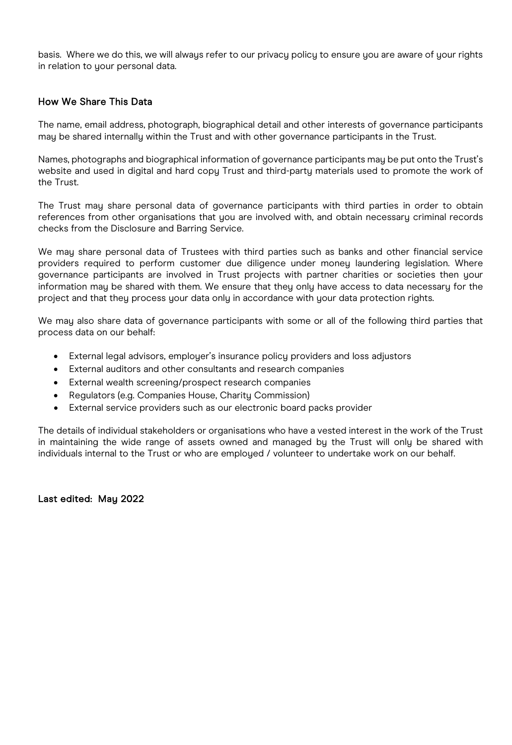basis. Where we do this, we will always refer to our privacy policy to ensure you are aware of your rights in relation to your personal data.

## How We Share This Data

The name, email address, photograph, biographical detail and other interests of governance participants may be shared internally within the Trust and with other governance participants in the Trust.

Names, photographs and biographical information of governance participants may be put onto the Trust's website and used in digital and hard copy Trust and third-party materials used to promote the work of the Trust.

The Trust may share personal data of governance participants with third parties in order to obtain references from other organisations that you are involved with, and obtain necessary criminal records checks from the Disclosure and Barring Service.

We may share personal data of Trustees with third parties such as banks and other financial service providers required to perform customer due diligence under money laundering legislation. Where governance participants are involved in Trust projects with partner charities or societies then your information may be shared with them. We ensure that they only have access to data necessary for the project and that they process your data only in accordance with your data protection rights.

We may also share data of governance participants with some or all of the following third parties that process data on our behalf:

- External legal advisors, employer's insurance policy providers and loss adjustors
- External auditors and other consultants and research companies
- External wealth screening/prospect research companies
- Regulators (e.g. Companies House, Charity Commission)
- External service providers such as our electronic board packs provider

The details of individual stakeholders or organisations who have a vested interest in the work of the Trust in maintaining the wide range of assets owned and managed by the Trust will only be shared with individuals internal to the Trust or who are employed / volunteer to undertake work on our behalf.

**Last edited: May 2022**